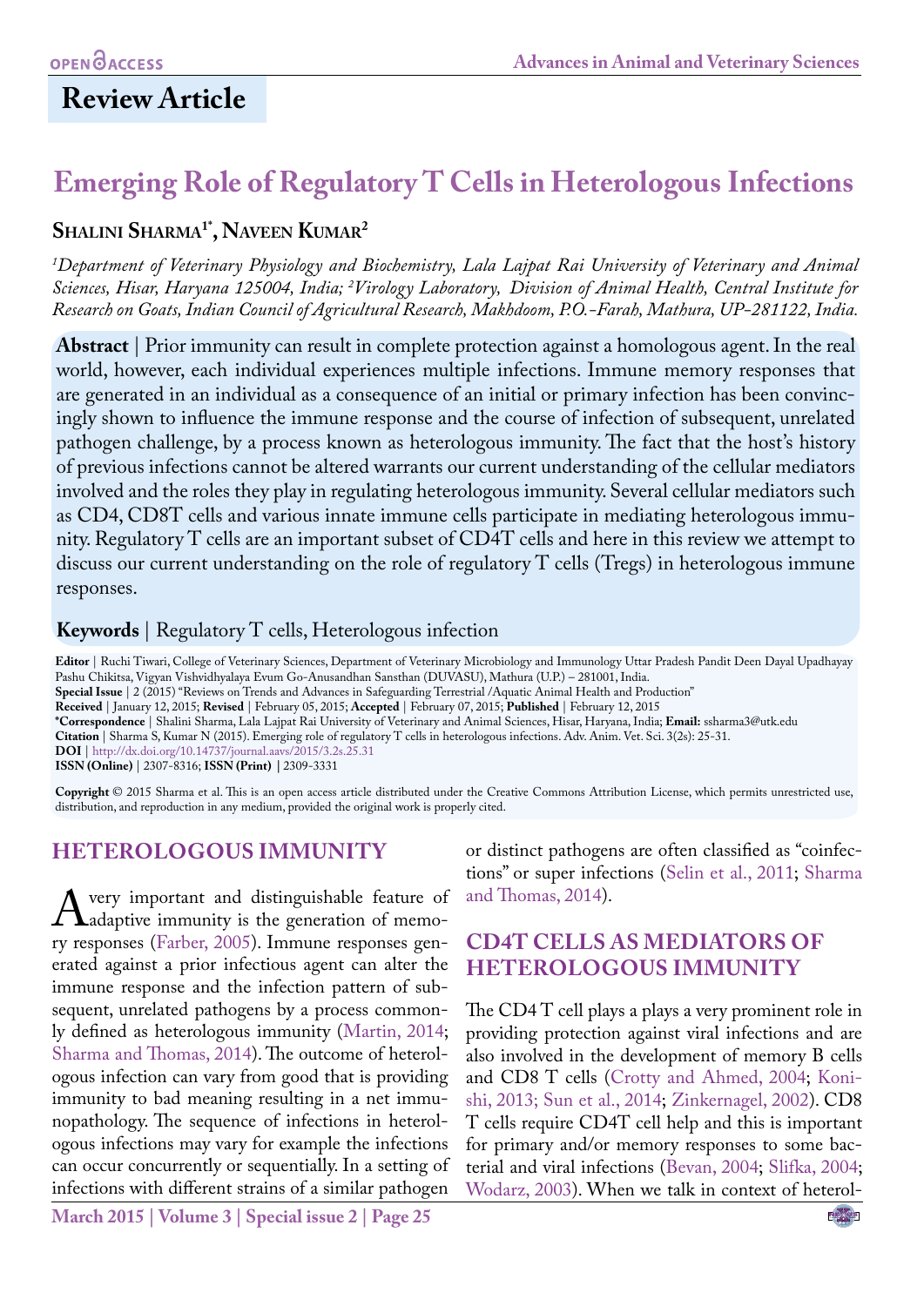Review Article

# Emerging Role of Regulatory T Cells in Heterologous Infections

**Shalini Sharma[1*], Naveen Kumar[2]**

*[1]Department of Veterinary Physiology and Biochemistry, Lala Lajpat Rai University of Veterinary and Animal Sciences, Hisar, Haryana 125004, India; [2]Virology Laboratory, Division of Animal Health, Central Institute for Research on Goats, Indian Council of Agricultural Research, Makhdoom, P.O.-Farah, Mathura, UP-281122, India.*

**Abstract** | Prior immunity can result in complete protection against a homologous agent. In the real world, however, each individual experiences multiple infections. Immune memory responses that are generated in an individual as a consequence of an initial or primary infection has been convincingly shown to influence the immune response and the course of infection of subsequent, unrelated pathogen challenge, by a process known as heterologous immunity. The fact that the host's history of previous infections cannot be altered warrants our current understanding of the cellular mediators involved and the roles they play in regulating heterologous immunity. Several cellular mediators such as CD4, CD8T cells and various innate immune cells participate in mediating heterologous immunity. Regulatory T cells are an important subset of CD4T cells and here in this review we attempt to discuss our current understanding on the role of regulatory T cells (Tregs) in heterologous immune responses.

**Keywords** | Regulatory T cells, Heterologous infection

**Editor** | Ruchi Tiwari, College of Veterinary Sciences, Department of Veterinary Microbiology and Immunology Uttar Pradesh Pandit Deen Dayal Upadhayay Pashu Chikitsa, Vigyan Vishvidhyalaya Evum Go-Anusandhan Sansthan (DUVASU), Mathura (U.P.) – 281001, India.
**Special Issue** | 2 (2015) "Reviews on Trends and Advances in Safeguarding Terrestrial /Aquatic Animal Health and Production"
**Received** | January 12, 2015; **Revised** | February 05, 2015; **Accepted** | February 07, 2015; **Published** | February 12, 2015
***Correspondence** | Shalini Sharma, Lala Lajpat Rai University of Veterinary and Animal Sciences, Hisar, Haryana, India; **Email:** ssharma3@utk.edu
**Citation** | Sharma S, Kumar N (2015). Emerging role of regulatory T cells in heterologous infections. Adv. Anim. Vet. Sci. 3(2s): 25-31.
**DOI** | http://dx.doi.org/10.14737/journal.aavs/2015/3.2s.25.31
**ISSN (Online)** | 2307-8316; **ISSN (Print)** | 2309-3331

**Copyright** © 2015 Sharma et al. This is an open access article distributed under the Creative Commons Attribution License, which permits unrestricted use, distribution, and reproduction in any medium, provided the original work is properly cited.

## HETEROLOGOUS IMMUNITY

A very important and distinguishable feature of adaptive immunity is the generation of memory responses (Farber, 2005). Immune responses generated against a prior infectious agent can alter the immune response and the infection pattern of subsequent, unrelated pathogens by a process commonly defined as heterologous immunity (Martin, 2014; Sharma and Thomas, 2014). The outcome of heterologous infection can vary from good that is providing immunity to bad meaning resulting in a net immunopathology. The sequence of infections in heterologous infections may vary for example the infections can occur concurrently or sequentially. In a setting of infections with different strains of a similar pathogen or distinct pathogens are often classified as "coinfections" or super infections (Selin et al., 2011; Sharma and Thomas, 2014).

## CD4T CELLS AS MEDIATORS OF HETEROLOGOUS IMMUNITY

The CD4 T cell plays a plays a very prominent role in providing protection against viral infections and are also involved in the development of memory B cells and CD8 T cells (Crotty and Ahmed, 2004; Konishi, 2013; Sun et al., 2014; Zinkernagel, 2002). CD8 T cells require CD4T cell help and this is important for primary and/or memory responses to some bacterial and viral infections (Bevan, 2004; Slifka, 2004; Wodarz, 2003). When we talk in context of heterol-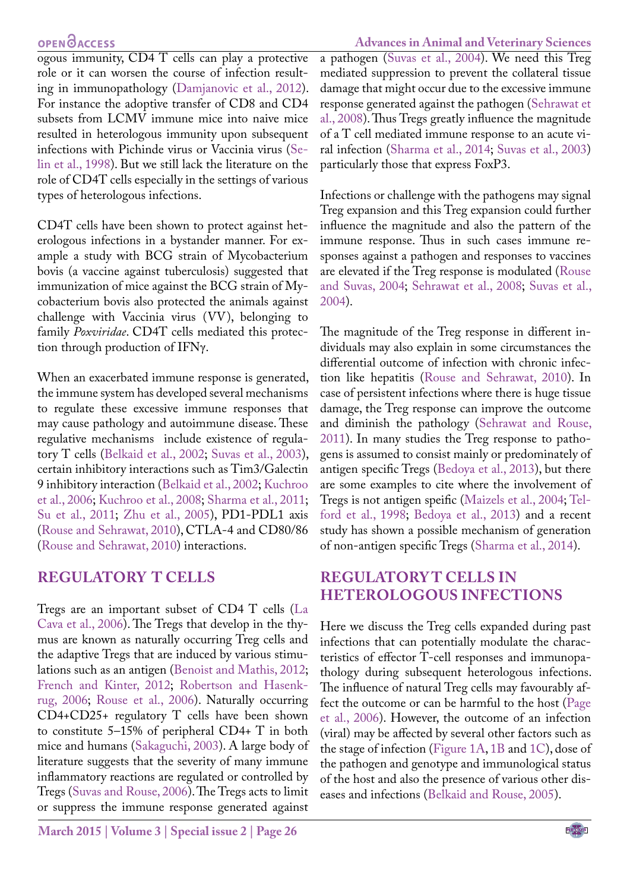ogous immunity, CD4 T cells can play a protective role or it can worsen the course of infection resulting in immunopathology (Damjanovic et al., 2012). For instance the adoptive transfer of CD8 and CD4 subsets from LCMV immune mice into naive mice resulted in heterologous immunity upon subsequent infections with Pichinde virus or Vaccinia virus (Selin et al., 1998). But we still lack the literature on the role of CD4T cells especially in the settings of various types of heterologous infections.

CD4T cells have been shown to protect against heterologous infections in a bystander manner. For example a study with BCG strain of Mycobacterium bovis (a vaccine against tuberculosis) suggested that immunization of mice against the BCG strain of Mycobacterium bovis also protected the animals against challenge with Vaccinia virus (VV), belonging to family *Poxviridae*. CD4T cells mediated this protection through production of IFNγ.

When an exacerbated immune response is generated, the immune system has developed several mechanisms to regulate these excessive immune responses that may cause pathology and autoimmune disease. These regulative mechanisms include existence of regulatory T cells (Belkaid et al., 2002; Suvas et al., 2003), certain inhibitory interactions such as Tim3/Galectin 9 inhibitory interaction (Belkaid et al., 2002; Kuchroo et al., 2006; Kuchroo et al., 2008; Sharma et al., 2011; Su et al., 2011; Zhu et al., 2005), PD1-PDL1 axis (Rouse and Sehrawat, 2010), CTLA-4 and CD80/86 (Rouse and Sehrawat, 2010) interactions.

## REGULATORY T CELLS

Tregs are an important subset of CD4 T cells (La Cava et al., 2006). The Tregs that develop in the thymus are known as naturally occurring Treg cells and the adaptive Tregs that are induced by various stimulations such as an antigen (Benoist and Mathis, 2012; French and Kinter, 2012; Robertson and Hasenkrug, 2006; Rouse et al., 2006). Naturally occurring CD4+CD25+ regulatory T cells have been shown to constitute 5–15% of peripheral CD4+ T in both mice and humans (Sakaguchi, 2003). A large body of literature suggests that the severity of many immune inflammatory reactions are regulated or controlled by Tregs (Suvas and Rouse, 2006). The Tregs acts to limit or suppress the immune response generated against a pathogen (Suvas et al., 2004). We need this Treg mediated suppression to prevent the collateral tissue damage that might occur due to the excessive immune response generated against the pathogen (Sehrawat et al., 2008). Thus Tregs greatly influence the magnitude of a T cell mediated immune response to an acute viral infection (Sharma et al., 2014; Suvas et al., 2003) particularly those that express FoxP3.

Infections or challenge with the pathogens may signal Treg expansion and this Treg expansion could further influence the magnitude and also the pattern of the immune response. Thus in such cases immune responses against a pathogen and responses to vaccines are elevated if the Treg response is modulated (Rouse and Suvas, 2004; Sehrawat et al., 2008; Suvas et al., 2004).

The magnitude of the Treg response in different individuals may also explain in some circumstances the differential outcome of infection with chronic infection like hepatitis (Rouse and Sehrawat, 2010). In case of persistent infections where there is huge tissue damage, the Treg response can improve the outcome and diminish the pathology (Sehrawat and Rouse, 2011). In many studies the Treg response to pathogens is assumed to consist mainly or predominately of antigen specific Tregs (Bedoya et al., 2013), but there are some examples to cite where the involvement of Tregs is not antigen speific (Maizels et al., 2004; Telford et al., 1998; Bedoya et al., 2013) and a recent study has shown a possible mechanism of generation of non-antigen specific Tregs (Sharma et al., 2014).

## REGULATORY T CELLS IN HETEROLOGOUS INFECTIONS

Here we discuss the Treg cells expanded during past infections that can potentially modulate the characteristics of effector T-cell responses and immunopathology during subsequent heterologous infections. The influence of natural Treg cells may favourably affect the outcome or can be harmful to the host (Page et al., 2006). However, the outcome of an infection (viral) may be affected by several other factors such as the stage of infection (Figure 1A, 1B and 1C), dose of the pathogen and genotype and immunological status of the host and also the presence of various other diseases and infections (Belkaid and Rouse, 2005).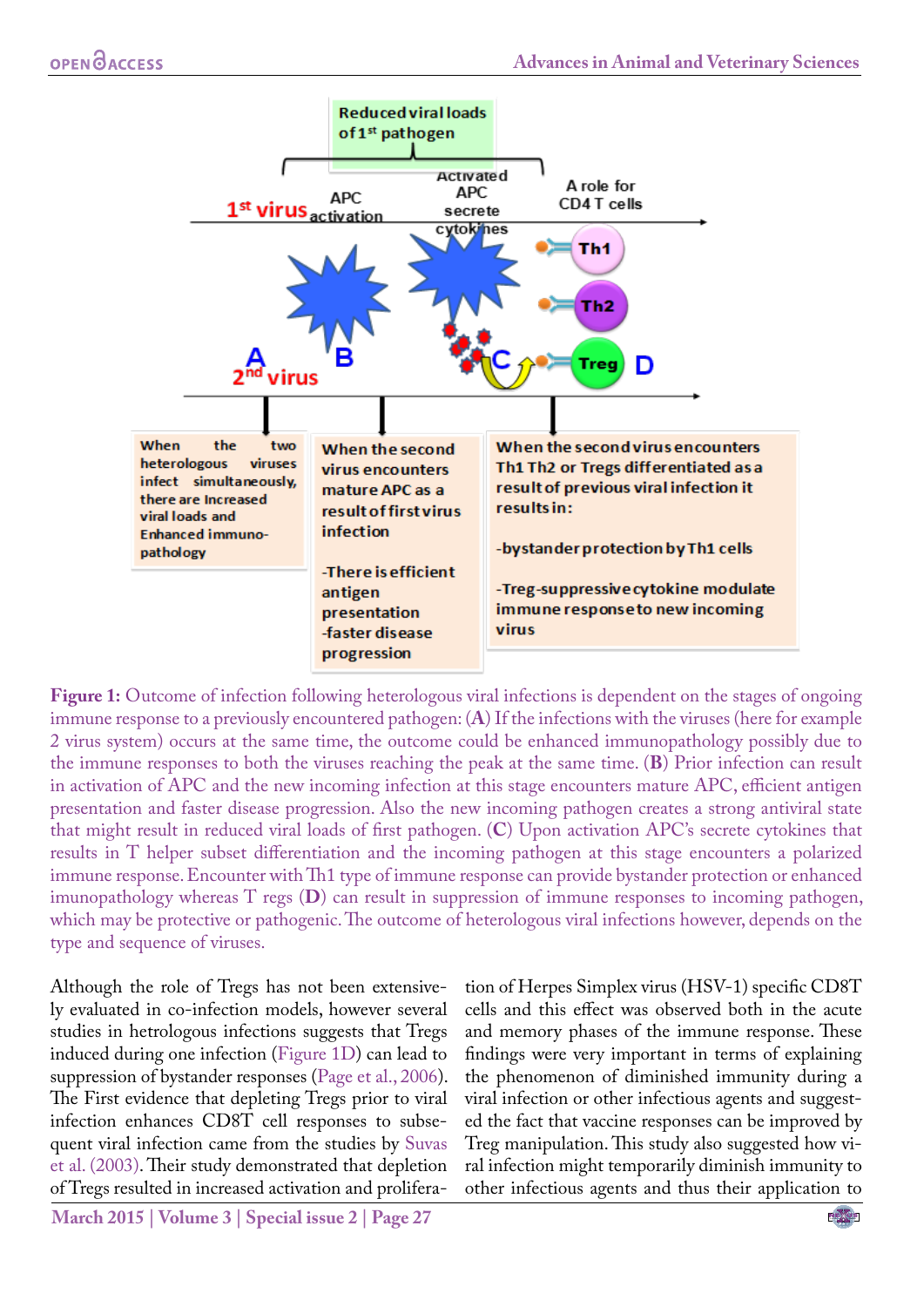**Figure 1:** Outcome of infection following heterologous viral infections is dependent on the stages of ongoing immune response to a previously encountered pathogen: (**A**) If the infections with the viruses (here for example 2 virus system) occurs at the same time, the outcome could be enhanced immunopathology possibly due to the immune responses to both the viruses reaching the peak at the same time. (**B**) Prior infection can result in activation of APC and the new incoming infection at this stage encounters mature APC, efficient antigen presentation and faster disease progression. Also the new incoming pathogen creates a strong antiviral state that might result in reduced viral loads of first pathogen. (**C**) Upon activation APC's secrete cytokines that results in T helper subset differentiation and the incoming pathogen at this stage encounters a polarized immune response. Encounter with Th1 type of immune response can provide bystander protection or enhanced imunopathology whereas T regs (**D**) can result in suppression of immune responses to incoming pathogen, which may be protective or pathogenic. The outcome of heterologous viral infections however, depends on the type and sequence of viruses.

Although the role of Tregs has not been extensively evaluated in co-infection models, however several studies in hetrologous infections suggests that Tregs induced during one infection (Figure 1D) can lead to suppression of bystander responses (Page et al., 2006). The First evidence that depleting Tregs prior to viral infection enhances CD8T cell responses to subsequent viral infection came from the studies by Suvas et al. (2003). Their study demonstrated that depletion of Tregs resulted in increased activation and proliferation of Herpes Simplex virus (HSV-1) specific CD8T cells and this effect was observed both in the acute and memory phases of the immune response. These findings were very important in terms of explaining the phenomenon of diminished immunity during a viral infection or other infectious agents and suggested the fact that vaccine responses can be improved by Treg manipulation. This study also suggested how viral infection might temporarily diminish immunity to other infectious agents and thus their application to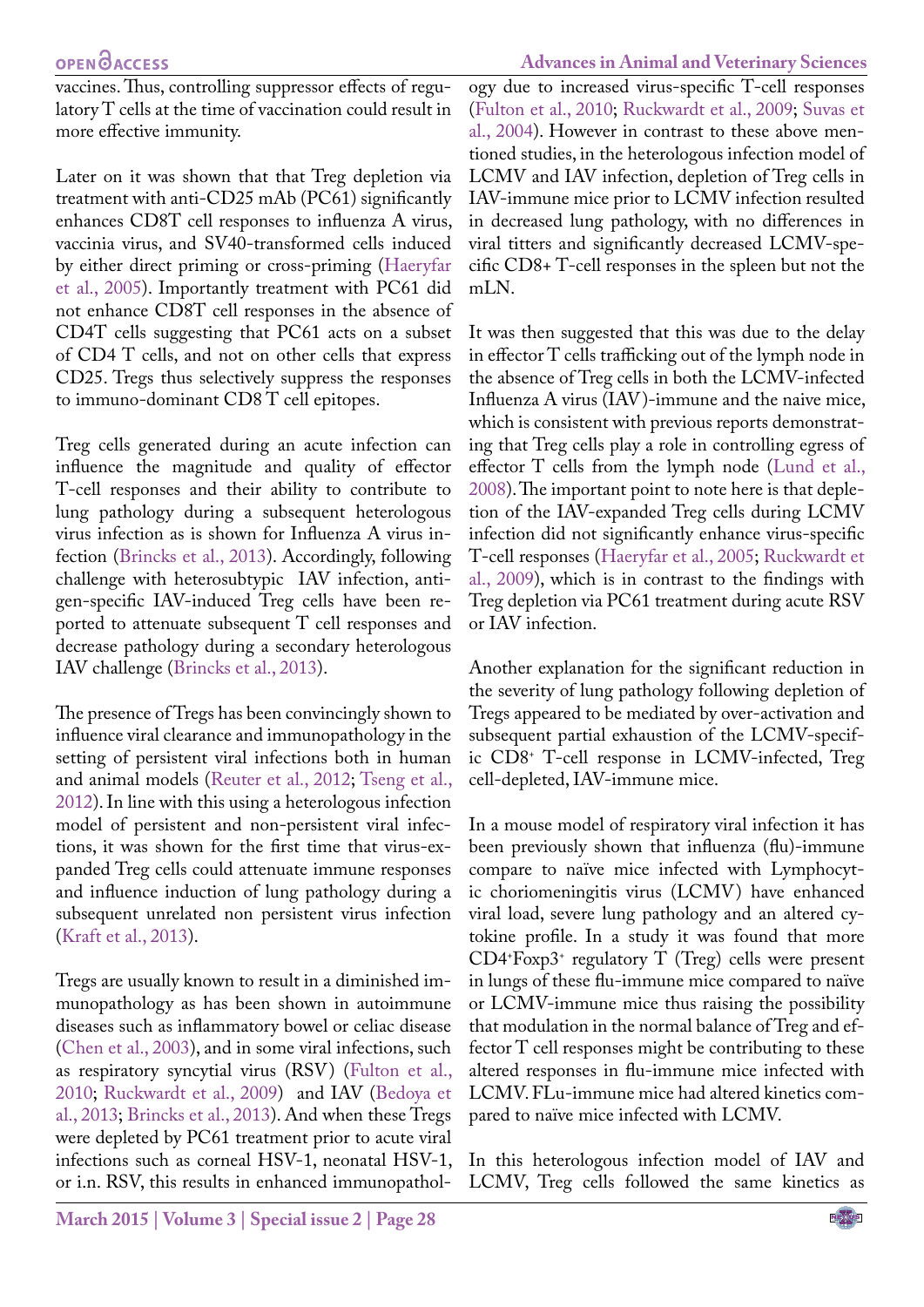vaccines. Thus, controlling suppressor effects of regulatory T cells at the time of vaccination could result in more effective immunity.

Later on it was shown that that Treg depletion via treatment with anti-CD25 mAb (PC61) significantly enhances CD8T cell responses to influenza A virus, vaccinia virus, and SV40-transformed cells induced by either direct priming or cross-priming (Haeryfar et al., 2005). Importantly treatment with PC61 did not enhance CD8T cell responses in the absence of CD4T cells suggesting that PC61 acts on a subset of CD4 T cells, and not on other cells that express CD25. Tregs thus selectively suppress the responses to immuno-dominant CD8 T cell epitopes.

Treg cells generated during an acute infection can influence the magnitude and quality of effector T-cell responses and their ability to contribute to lung pathology during a subsequent heterologous virus infection as is shown for Influenza A virus infection (Brincks et al., 2013). Accordingly, following challenge with heterosubtypic IAV infection, antigen-specific IAV-induced Treg cells have been reported to attenuate subsequent T cell responses and decrease pathology during a secondary heterologous IAV challenge (Brincks et al., 2013).

The presence of Tregs has been convincingly shown to influence viral clearance and immunopathology in the setting of persistent viral infections both in human and animal models (Reuter et al., 2012; Tseng et al., 2012). In line with this using a heterologous infection model of persistent and non-persistent viral infections, it was shown for the first time that virus-expanded Treg cells could attenuate immune responses and influence induction of lung pathology during a subsequent unrelated non persistent virus infection (Kraft et al., 2013).

Tregs are usually known to result in a diminished immunopathology as has been shown in autoimmune diseases such as inflammatory bowel or celiac disease (Chen et al., 2003), and in some viral infections, such as respiratory syncytial virus (RSV) (Fulton et al., 2010; Ruckwardt et al., 2009) and IAV (Bedoya et al., 2013; Brincks et al., 2013). And when these Tregs were depleted by PC61 treatment prior to acute viral infections such as corneal HSV-1, neonatal HSV-1, or i.n. RSV, this results in enhanced immunopathology due to increased virus-specific T-cell responses (Fulton et al., 2010; Ruckwardt et al., 2009; Suvas et al., 2004). However in contrast to these above mentioned studies, in the heterologous infection model of LCMV and IAV infection, depletion of Treg cells in IAV-immune mice prior to LCMV infection resulted in decreased lung pathology, with no differences in viral titters and significantly decreased LCMV-specific CD8+ T-cell responses in the spleen but not the mLN.

It was then suggested that this was due to the delay in effector T cells trafficking out of the lymph node in the absence of Treg cells in both the LCMV-infected Influenza A virus (IAV)-immune and the naive mice, which is consistent with previous reports demonstrating that Treg cells play a role in controlling egress of effector T cells from the lymph node (Lund et al., 2008). The important point to note here is that depletion of the IAV-expanded Treg cells during LCMV infection did not significantly enhance virus-specific T-cell responses (Haeryfar et al., 2005; Ruckwardt et al., 2009), which is in contrast to the findings with Treg depletion via PC61 treatment during acute RSV or IAV infection.

Another explanation for the significant reduction in the severity of lung pathology following depletion of Tregs appeared to be mediated by over-activation and subsequent partial exhaustion of the LCMV-specific $CD8^+$ T-cell response in LCMV-infected, Treg cell-depleted, IAV-immune mice.

In a mouse model of respiratory viral infection it has been previously shown that influenza (flu)-immune compare to naïve mice infected with Lymphocytic choriomeningitis virus (LCMV) have enhanced viral load, severe lung pathology and an altered cytokine profile. In a study it was found that more $CD4^+Foxp3^+$ regulatory T (Treg) cells were present in lungs of these flu-immune mice compared to naïve or LCMV-immune mice thus raising the possibility that modulation in the normal balance of Treg and effector T cell responses might be contributing to these altered responses in flu-immune mice infected with LCMV. FLu-immune mice had altered kinetics compared to naïve mice infected with LCMV.

In this heterologous infection model of IAV and LCMV, Treg cells followed the same kinetics as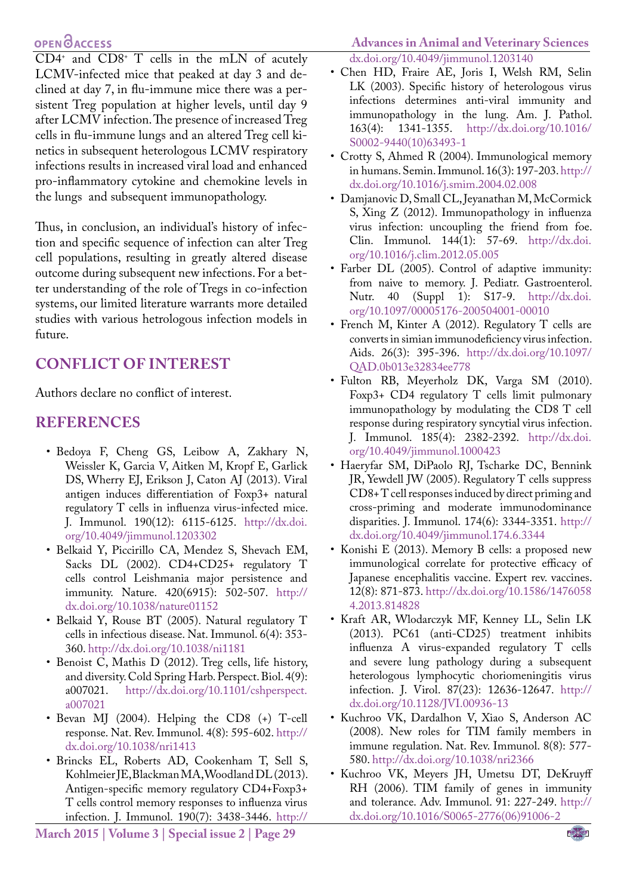CD4+ and CD8+ T cells in the mLN of acutely LCMV-infected mice that peaked at day 3 and declined at day 7, in flu-immune mice there was a persistent Treg population at higher levels, until day 9 after LCMV infection. The presence of increased Treg cells in flu-immune lungs and an altered Treg cell kinetics in subsequent heterologous LCMV respiratory infections results in increased viral load and enhanced pro-inflammatory cytokine and chemokine levels in the lungs and subsequent immunopathology.

Thus, in conclusion, an individual's history of infection and specific sequence of infection can alter Treg cell populations, resulting in greatly altered disease outcome during subsequent new infections. For a better understanding of the role of Tregs in co-infection systems, our limited literature warrants more detailed studies with various hetrologous infection models in future.

## CONFLICT OF INTEREST

Authors declare no conflict of interest.

## REFERENCES

- Bedoya F, Cheng GS, Leibow A, Zakhary N, Weissler K, Garcia V, Aitken M, Kropf E, Garlick DS, Wherry EJ, Erikson J, Caton AJ (2013). Viral antigen induces differentiation of Foxp3+ natural regulatory T cells in influenza virus-infected mice. J. Immunol. 190(12): 6115-6125. http://dx.doi.org/10.4049/jimmunol.1203302
- Belkaid Y, Piccirillo CA, Mendez S, Shevach EM, Sacks DL (2002). CD4+CD25+ regulatory T cells control Leishmania major persistence and immunity. Nature. 420(6915): 502-507. http://dx.doi.org/10.1038/nature01152
- Belkaid Y, Rouse BT (2005). Natural regulatory T cells in infectious disease. Nat. Immunol. 6(4): 353-360. http://dx.doi.org/10.1038/ni1181
- Benoist C, Mathis D (2012). Treg cells, life history, and diversity. Cold Spring Harb. Perspect. Biol. 4(9): a007021. http://dx.doi.org/10.1101/cshperspect.a007021
- Bevan MJ (2004). Helping the CD8 (+) T-cell response. Nat. Rev. Immunol. 4(8): 595-602. http://dx.doi.org/10.1038/nri1413
- Brincks EL, Roberts AD, Cookenham T, Sell S, Kohlmeier JE, Blackman MA, Woodland DL (2013). Antigen-specific memory regulatory CD4+Foxp3+ T cells control memory responses to influenza virus infection. J. Immunol. 190(7): 3438-3446. http://dx.doi.org/10.4049/jimmunol.1203140
- Chen HD, Fraire AE, Joris I, Welsh RM, Selin LK (2003). Specific history of heterologous virus infections determines anti-viral immunity and immunopathology in the lung. Am. J. Pathol. 163(4): 1341-1355. http://dx.doi.org/10.1016/S0002-9440(10)63493-1
- Crotty S, Ahmed R (2004). Immunological memory in humans. Semin. Immunol. 16(3): 197-203. http://dx.doi.org/10.1016/j.smim.2004.02.008
- Damjanovic D, Small CL, Jeyanathan M, McCormick S, Xing Z (2012). Immunopathology in influenza virus infection: uncoupling the friend from foe. Clin. Immunol. 144(1): 57-69. http://dx.doi.org/10.1016/j.clim.2012.05.005
- Farber DL (2005). Control of adaptive immunity: from naive to memory. J. Pediatr. Gastroenterol. Nutr. 40 (Suppl 1): S17-9. http://dx.doi.org/10.1097/00005176-200504001-00010
- French M, Kinter A (2012). Regulatory T cells are converts in simian immunodeficiency virus infection. Aids. 26(3): 395-396. http://dx.doi.org/10.1097/QAD.0b013e32834ee778
- Fulton RB, Meyerholz DK, Varga SM (2010). Foxp3+ CD4 regulatory T cells limit pulmonary immunopathology by modulating the CD8 T cell response during respiratory syncytial virus infection. J. Immunol. 185(4): 2382-2392. http://dx.doi.org/10.4049/jimmunol.1000423
- Haeryfar SM, DiPaolo RJ, Tscharke DC, Bennink JR, Yewdell JW (2005). Regulatory T cells suppress CD8+ T cell responses induced by direct priming and cross-priming and moderate immunodominance disparities. J. Immunol. 174(6): 3344-3351. http://dx.doi.org/10.4049/jimmunol.174.6.3344
- Konishi E (2013). Memory B cells: a proposed new immunological correlate for protective efficacy of Japanese encephalitis vaccine. Expert rev. vaccines. 12(8): 871-873. http://dx.doi.org/10.1586/14760584.2013.814828
- Kraft AR, Wlodarczyk MF, Kenney LL, Selin LK (2013). PC61 (anti-CD25) treatment inhibits influenza A virus-expanded regulatory T cells and severe lung pathology during a subsequent heterologous lymphocytic choriomeningitis virus infection. J. Virol. 87(23): 12636-12647. http://dx.doi.org/10.1128/JVI.00936-13
- Kuchroo VK, Dardalhon V, Xiao S, Anderson AC (2008). New roles for TIM family members in immune regulation. Nat. Rev. Immunol. 8(8): 577-580. http://dx.doi.org/10.1038/nri2366
- Kuchroo VK, Meyers JH, Umetsu DT, DeKruyff RH (2006). TIM family of genes in immunity and tolerance. Adv. Immunol. 91: 227-249. http://dx.doi.org/10.1016/S0065-2776(06)91006-2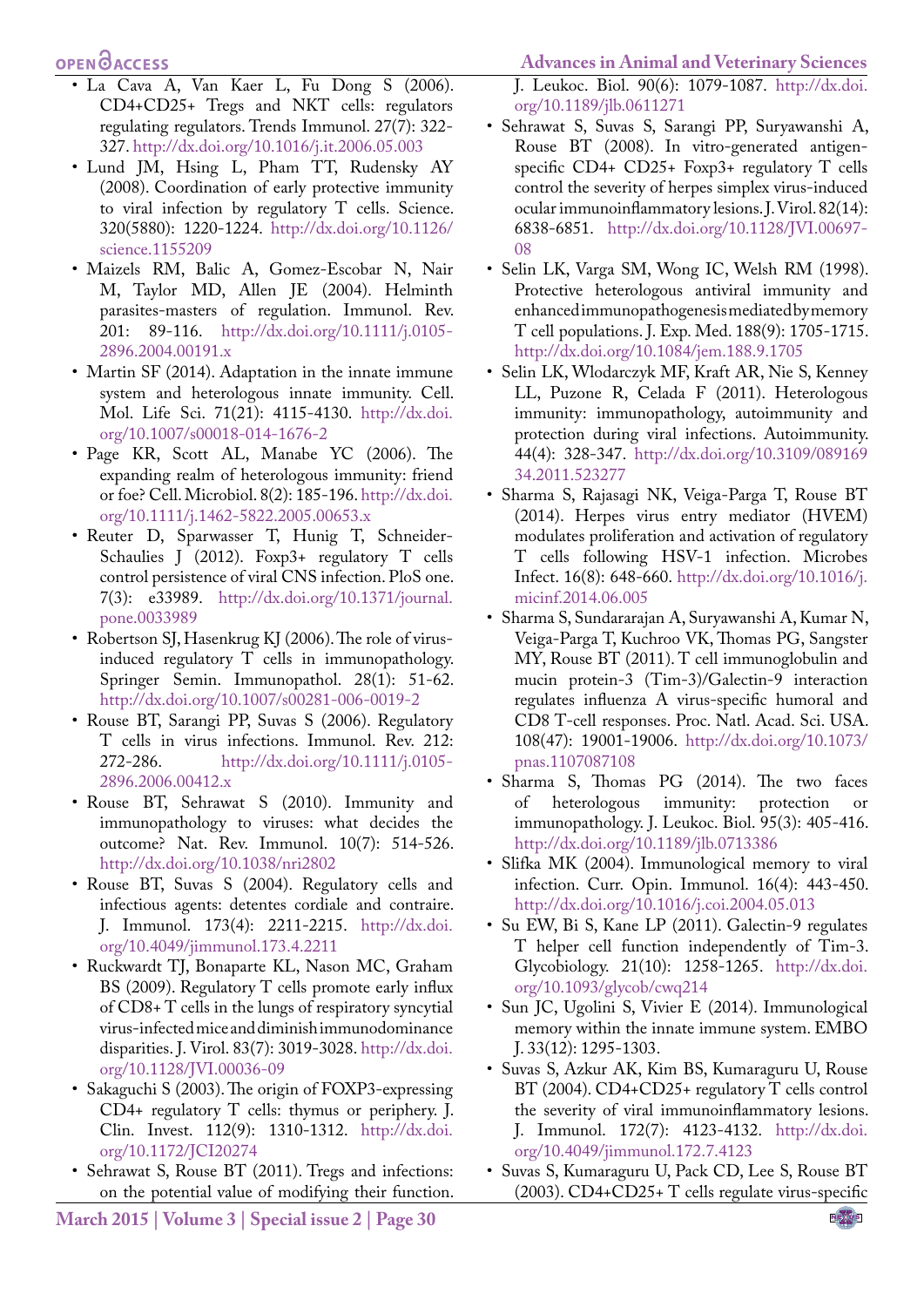- La Cava A, Van Kaer L, Fu Dong S (2006). CD4+CD25+ Tregs and NKT cells: regulators regulating regulators. Trends Immunol. 27(7): 322-327. http://dx.doi.org/10.1016/j.it.2006.05.003
- Lund JM, Hsing L, Pham TT, Rudensky AY (2008). Coordination of early protective immunity to viral infection by regulatory T cells. Science. 320(5880): 1220-1224. http://dx.doi.org/10.1126/science.1155209
- Maizels RM, Balic A, Gomez-Escobar N, Nair M, Taylor MD, Allen JE (2004). Helminth parasites-masters of regulation. Immunol. Rev. 201: 89-116. http://dx.doi.org/10.1111/j.0105-2896.2004.00191.x
- Martin SF (2014). Adaptation in the innate immune system and heterologous innate immunity. Cell. Mol. Life Sci. 71(21): 4115-4130. http://dx.doi.org/10.1007/s00018-014-1676-2
- Page KR, Scott AL, Manabe YC (2006). The expanding realm of heterologous immunity: friend or foe? Cell. Microbiol. 8(2): 185-196. http://dx.doi.org/10.1111/j.1462-5822.2005.00653.x
- Reuter D, Sparwasser T, Hunig T, Schneider-Schaulies J (2012). Foxp3+ regulatory T cells control persistence of viral CNS infection. PloS one. 7(3): e33989. http://dx.doi.org/10.1371/journal.pone.0033989
- Robertson SJ, Hasenkrug KJ (2006). The role of virus-induced regulatory T cells in immunopathology. Springer Semin. Immunopathol. 28(1): 51-62. http://dx.doi.org/10.1007/s00281-006-0019-2
- Rouse BT, Sarangi PP, Suvas S (2006). Regulatory T cells in virus infections. Immunol. Rev. 212: 272-286. http://dx.doi.org/10.1111/j.0105-2896.2006.00412.x
- Rouse BT, Sehrawat S (2010). Immunity and immunopathology to viruses: what decides the outcome? Nat. Rev. Immunol. 10(7): 514-526. http://dx.doi.org/10.1038/nri2802
- Rouse BT, Suvas S (2004). Regulatory cells and infectious agents: detentes cordiale and contraire. J. Immunol. 173(4): 2211-2215. http://dx.doi.org/10.4049/jimmunol.173.4.2211
- Ruckwardt TJ, Bonaparte KL, Nason MC, Graham BS (2009). Regulatory T cells promote early influx of CD8+ T cells in the lungs of respiratory syncytial virus-infected mice and diminish immunodominance disparities. J. Virol. 83(7): 3019-3028. http://dx.doi.org/10.1128/JVI.00036-09
- Sakaguchi S (2003). The origin of FOXP3-expressing CD4+ regulatory T cells: thymus or periphery. J. Clin. Invest. 112(9): 1310-1312. http://dx.doi.org/10.1172/JCI20274
- Sehrawat S, Rouse BT (2011). Tregs and infections: on the potential value of modifying their function. J. Leukoc. Biol. 90(6): 1079-1087. http://dx.doi.org/10.1189/jlb.0611271
- Sehrawat S, Suvas S, Sarangi PP, Suryawanshi A, Rouse BT (2008). In vitro-generated antigen-specific CD4+ CD25+ Foxp3+ regulatory T cells control the severity of herpes simplex virus-induced ocular immunoinflammatory lesions. J. Virol. 82(14): 6838-6851. http://dx.doi.org/10.1128/JVI.00697-08
- Selin LK, Varga SM, Wong IC, Welsh RM (1998). Protective heterologous antiviral immunity and enhanced immunopathogenesis mediated by memory T cell populations. J. Exp. Med. 188(9): 1705-1715. http://dx.doi.org/10.1084/jem.188.9.1705
- Selin LK, Wlodarczyk MF, Kraft AR, Nie S, Kenney LL, Puzone R, Celada F (2011). Heterologous immunity: immunopathology, autoimmunity and protection during viral infections. Autoimmunity. 44(4): 328-347. http://dx.doi.org/10.3109/08916934.2011.523277
- Sharma S, Rajasagi NK, Veiga-Parga T, Rouse BT (2014). Herpes virus entry mediator (HVEM) modulates proliferation and activation of regulatory T cells following HSV-1 infection. Microbes Infect. 16(8): 648-660. http://dx.doi.org/10.1016/j.micinf.2014.06.005
- Sharma S, Sundararajan A, Suryawanshi A, Kumar N, Veiga-Parga T, Kuchroo VK, Thomas PG, Sangster MY, Rouse BT (2011). T cell immunoglobulin and mucin protein-3 (Tim-3)/Galectin-9 interaction regulates influenza A virus-specific humoral and CD8 T-cell responses. Proc. Natl. Acad. Sci. USA. 108(47): 19001-19006. http://dx.doi.org/10.1073/pnas.1107087108
- Sharma S, Thomas PG (2014). The two faces of heterologous immunity: protection or immunopathology. J. Leukoc. Biol. 95(3): 405-416. http://dx.doi.org/10.1189/jlb.0713386
- Slifka MK (2004). Immunological memory to viral infection. Curr. Opin. Immunol. 16(4): 443-450. http://dx.doi.org/10.1016/j.coi.2004.05.013
- Su EW, Bi S, Kane LP (2011). Galectin-9 regulates T helper cell function independently of Tim-3. Glycobiology. 21(10): 1258-1265. http://dx.doi.org/10.1093/glycob/cwq214
- Sun JC, Ugolini S, Vivier E (2014). Immunological memory within the innate immune system. EMBO J. 33(12): 1295-1303.
- Suvas S, Azkur AK, Kim BS, Kumaraguru U, Rouse BT (2004). CD4+CD25+ regulatory T cells control the severity of viral immunoinflammatory lesions. J. Immunol. 172(7): 4123-4132. http://dx.doi.org/10.4049/jimmunol.172.7.4123
- Suvas S, Kumaraguru U, Pack CD, Lee S, Rouse BT (2003). CD4+CD25+ T cells regulate virus-specific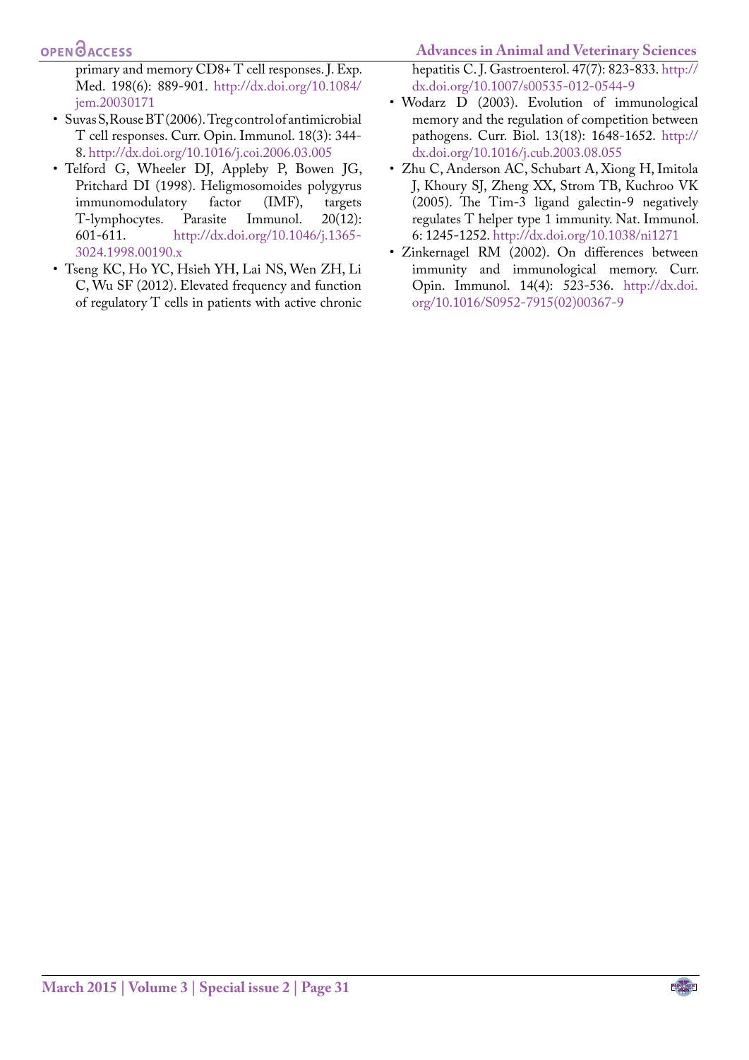primary and memory CD8+ T cell responses. J. Exp. Med. 198(6): 889-901. http://dx.doi.org/10.1084/jem.20030171

- Suvas S, Rouse BT (2006). Treg control of antimicrobial T cell responses. Curr. Opin. Immunol. 18(3): 344-8. http://dx.doi.org/10.1016/j.coi.2006.03.005
- Telford G, Wheeler DJ, Appleby P, Bowen JG, Pritchard DI (1998). Heligmosomoides polygyrus immunomodulatory factor (IMF), targets T-lymphocytes. Parasite Immunol. 20(12): 601-611. http://dx.doi.org/10.1046/j.1365-3024.1998.00190.x
- Tseng KC, Ho YC, Hsieh YH, Lai NS, Wen ZH, Li C, Wu SF (2012). Elevated frequency and function of regulatory T cells in patients with active chronic hepatitis C. J. Gastroenterol. 47(7): 823-833. http://dx.doi.org/10.1007/s00535-012-0544-9
- Wodarz D (2003). Evolution of immunological memory and the regulation of competition between pathogens. Curr. Biol. 13(18): 1648-1652. http://dx.doi.org/10.1016/j.cub.2003.08.055
- Zhu C, Anderson AC, Schubart A, Xiong H, Imitola J, Khoury SJ, Zheng XX, Strom TB, Kuchroo VK (2005). The Tim-3 ligand galectin-9 negatively regulates T helper type 1 immunity. Nat. Immunol. 6: 1245-1252. http://dx.doi.org/10.1038/ni1271
- Zinkernagel RM (2002). On differences between immunity and immunological memory. Curr. Opin. Immunol. 14(4): 523-536. http://dx.doi.org/10.1016/S0952-7915(02)00367-9